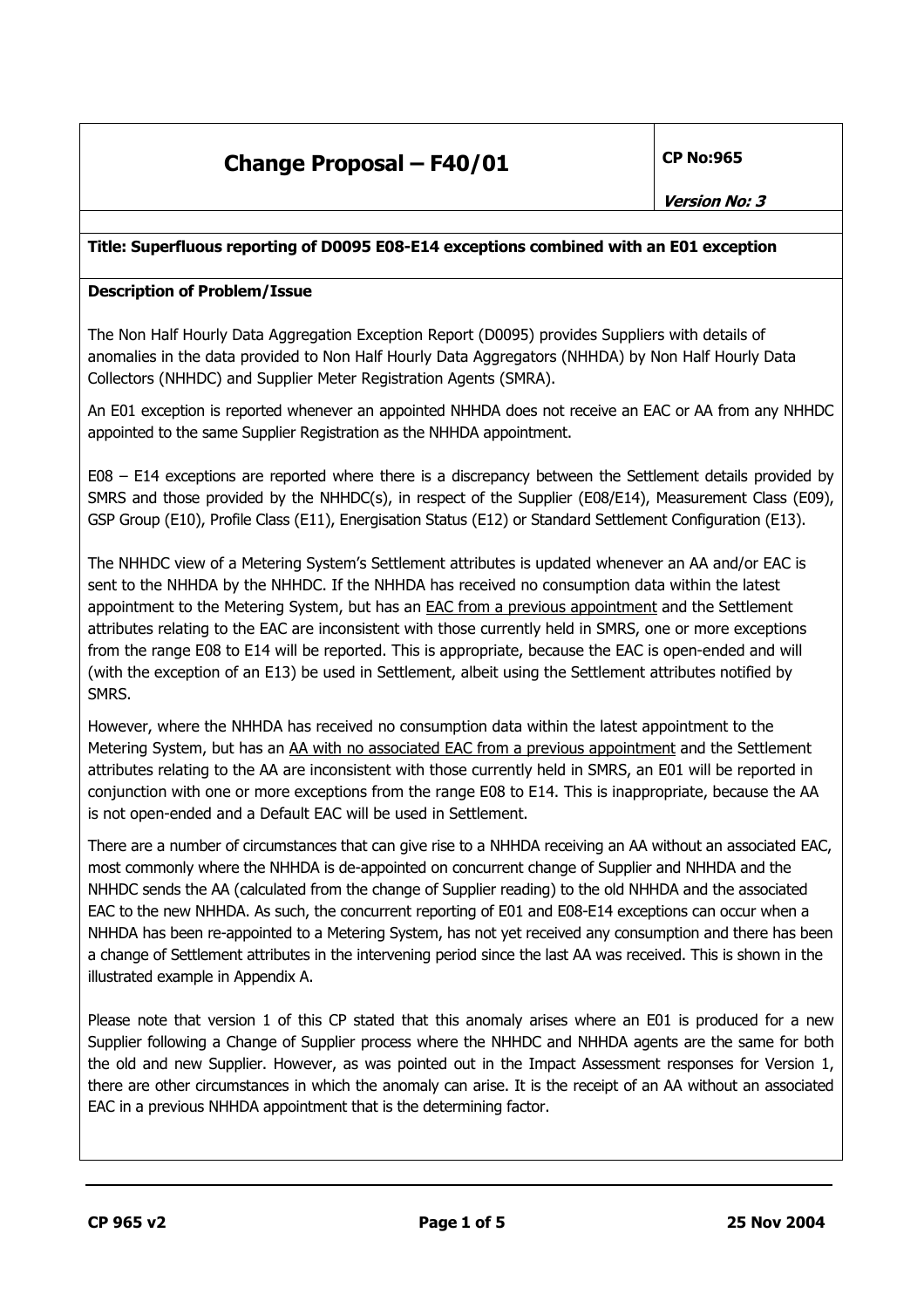# Change Proposal – F40/01

**CP No:965**

***Version No: 3***

**Title: Superfluous reporting of D0095 E08-E14 exceptions combined with an E01 exception**

**Description of Problem/Issue**

The Non Half Hourly Data Aggregation Exception Report (D0095) provides Suppliers with details of anomalies in the data provided to Non Half Hourly Data Aggregators (NHHDA) by Non Half Hourly Data Collectors (NHHDC) and Supplier Meter Registration Agents (SMRA).

An E01 exception is reported whenever an appointed NHHDA does not receive an EAC or AA from any NHHDC appointed to the same Supplier Registration as the NHHDA appointment.

E08 – E14 exceptions are reported where there is a discrepancy between the Settlement details provided by SMRS and those provided by the NHHDC(s), in respect of the Supplier (E08/E14), Measurement Class (E09), GSP Group (E10), Profile Class (E11), Energisation Status (E12) or Standard Settlement Configuration (E13).

The NHHDC view of a Metering System's Settlement attributes is updated whenever an AA and/or EAC is sent to the NHHDA by the NHHDC. If the NHHDA has received no consumption data within the latest appointment to the Metering System, but has an <u>EAC from a previous appointment</u> and the Settlement attributes relating to the EAC are inconsistent with those currently held in SMRS, one or more exceptions from the range E08 to E14 will be reported. This is appropriate, because the EAC is open-ended and will (with the exception of an E13) be used in Settlement, albeit using the Settlement attributes notified by SMRS.

However, where the NHHDA has received no consumption data within the latest appointment to the Metering System, but has an <u>AA with no associated EAC from a previous appointment</u> and the Settlement attributes relating to the AA are inconsistent with those currently held in SMRS, an E01 will be reported in conjunction with one or more exceptions from the range E08 to E14. This is inappropriate, because the AA is not open-ended and a Default EAC will be used in Settlement.

There are a number of circumstances that can give rise to a NHHDA receiving an AA without an associated EAC, most commonly where the NHHDA is de-appointed on concurrent change of Supplier and NHHDA and the NHHDC sends the AA (calculated from the change of Supplier reading) to the old NHHDA and the associated EAC to the new NHHDA. As such, the concurrent reporting of E01 and E08-E14 exceptions can occur when a NHHDA has been re-appointed to a Metering System, has not yet received any consumption and there has been a change of Settlement attributes in the intervening period since the last AA was received. This is shown in the illustrated example in Appendix A.

Please note that version 1 of this CP stated that this anomaly arises where an E01 is produced for a new Supplier following a Change of Supplier process where the NHHDC and NHHDA agents are the same for both the old and new Supplier. However, as was pointed out in the Impact Assessment responses for Version 1, there are other circumstances in which the anomaly can arise. It is the receipt of an AA without an associated EAC in a previous NHHDA appointment that is the determining factor.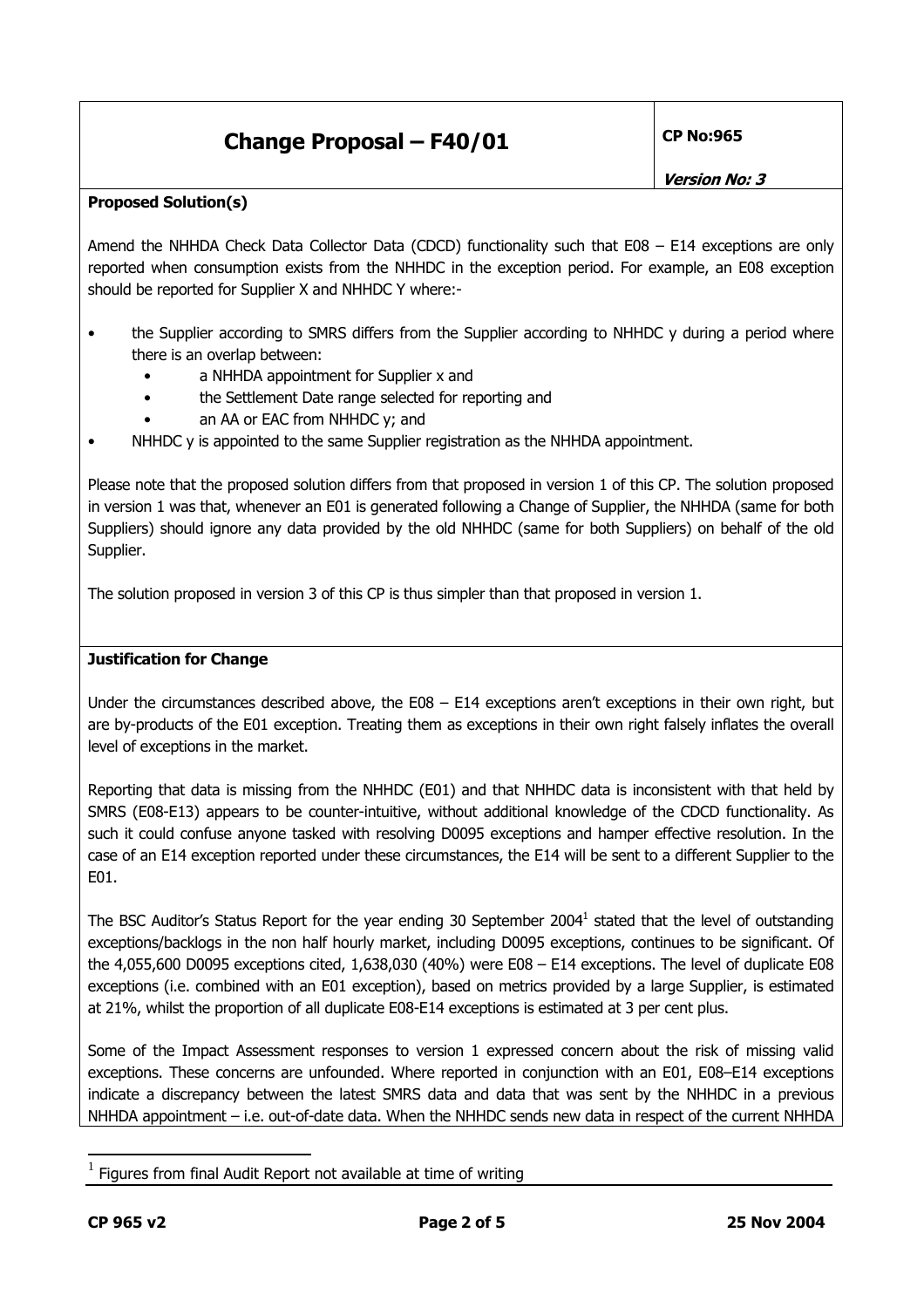# Change Proposal – F40/01

**CP No:965**

***Version No: 3***

**Proposed Solution(s)**

Amend the NHHDA Check Data Collector Data (CDCD) functionality such that E08 – E14 exceptions are only reported when consumption exists from the NHHDC in the exception period. For example, an E08 exception should be reported for Supplier X and NHHDC Y where:-

- the Supplier according to SMRS differs from the Supplier according to NHHDC y during a period where there is an overlap between:
  - a NHHDA appointment for Supplier x and
  - the Settlement Date range selected for reporting and
  - an AA or EAC from NHHDC y; and
- NHHDC y is appointed to the same Supplier registration as the NHHDA appointment.

Please note that the proposed solution differs from that proposed in version 1 of this CP. The solution proposed in version 1 was that, whenever an E01 is generated following a Change of Supplier, the NHHDA (same for both Suppliers) should ignore any data provided by the old NHHDC (same for both Suppliers) on behalf of the old Supplier.

The solution proposed in version 3 of this CP is thus simpler than that proposed in version 1.

**Justification for Change**

Under the circumstances described above, the E08 – E14 exceptions aren't exceptions in their own right, but are by-products of the E01 exception. Treating them as exceptions in their own right falsely inflates the overall level of exceptions in the market.

Reporting that data is missing from the NHHDC (E01) and that NHHDC data is inconsistent with that held by SMRS (E08-E13) appears to be counter-intuitive, without additional knowledge of the CDCD functionality. As such it could confuse anyone tasked with resolving D0095 exceptions and hamper effective resolution. In the case of an E14 exception reported under these circumstances, the E14 will be sent to a different Supplier to the E01.

The BSC Auditor's Status Report for the year ending 30 September 2004[1] stated that the level of outstanding exceptions/backlogs in the non half hourly market, including D0095 exceptions, continues to be significant. Of the 4,055,600 D0095 exceptions cited, 1,638,030 (40%) were E08 – E14 exceptions. The level of duplicate E08 exceptions (i.e. combined with an E01 exception), based on metrics provided by a large Supplier, is estimated at 21%, whilst the proportion of all duplicate E08-E14 exceptions is estimated at 3 per cent plus.

Some of the Impact Assessment responses to version 1 expressed concern about the risk of missing valid exceptions. These concerns are unfounded. Where reported in conjunction with an E01, E08–E14 exceptions indicate a discrepancy between the latest SMRS data and data that was sent by the NHHDC in a previous NHHDA appointment – i.e. out-of-date data. When the NHHDC sends new data in respect of the current NHHDA

[1] Figures from final Audit Report not available at time of writing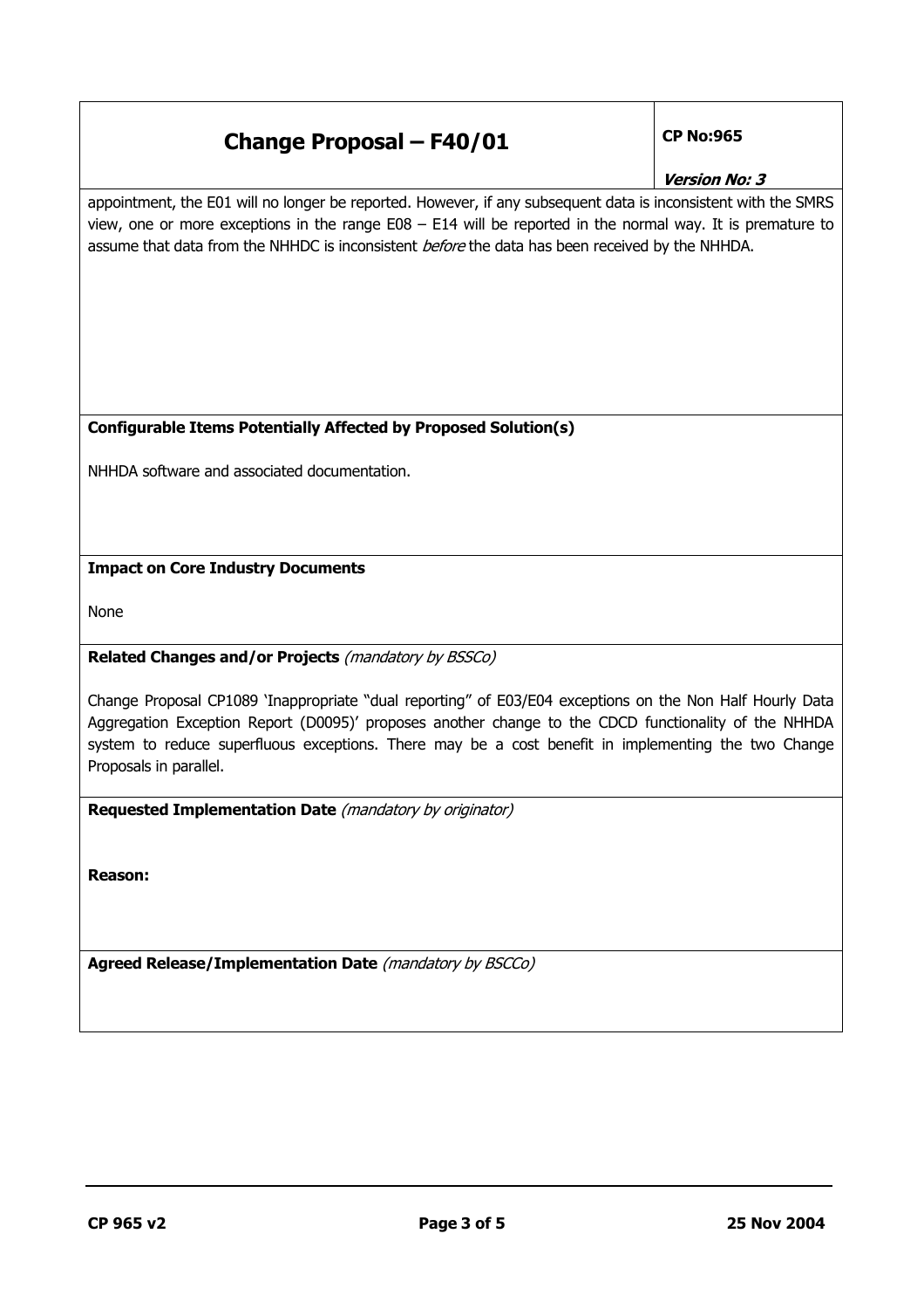appointment, the E01 will no longer be reported. However, if any subsequent data is inconsistent with the SMRS view, one or more exceptions in the range E08 – E14 will be reported in the normal way. It is premature to assume that data from the NHHDC is inconsistent *before* the data has been received by the NHHDA.

**Configurable Items Potentially Affected by Proposed Solution(s)**

NHHDA software and associated documentation.

**Impact on Core Industry Documents**

None

**Related Changes and/or Projects** *(mandatory by BSSCo)*

Change Proposal CP1089 'Inappropriate "dual reporting" of E03/E04 exceptions on the Non Half Hourly Data Aggregation Exception Report (D0095)' proposes another change to the CDCD functionality of the NHHDA system to reduce superfluous exceptions. There may be a cost benefit in implementing the two Change Proposals in parallel.

**Requested Implementation Date** *(mandatory by originator)*

**Reason:**

**Agreed Release/Implementation Date** *(mandatory by BSCCo)*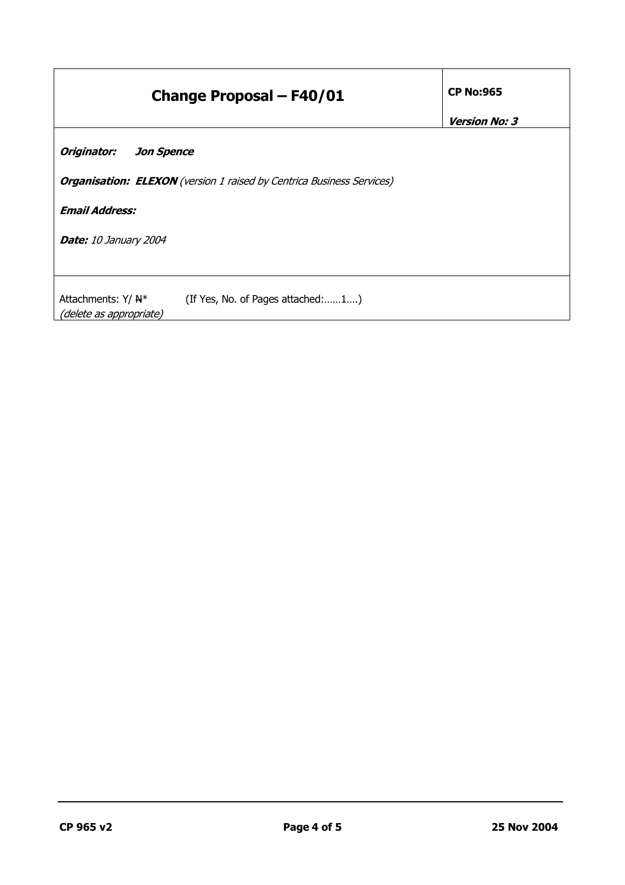| Change Proposal – F40/01 | **CP No:965** *Version No: 3* |
| --- | --- |
| ***Originator:*** ***Jon Spence*** <br><br> ***Organisation: ELEXON*** *(version 1 raised by Centrica Business Services)* <br><br> ***Email Address:*** <br><br> ***Date:*** *10 January 2004* | |
| Attachments: Y/ ~~N~~* (If Yes, No. of Pages attached:……1….) <br> *(delete as appropriate)* | |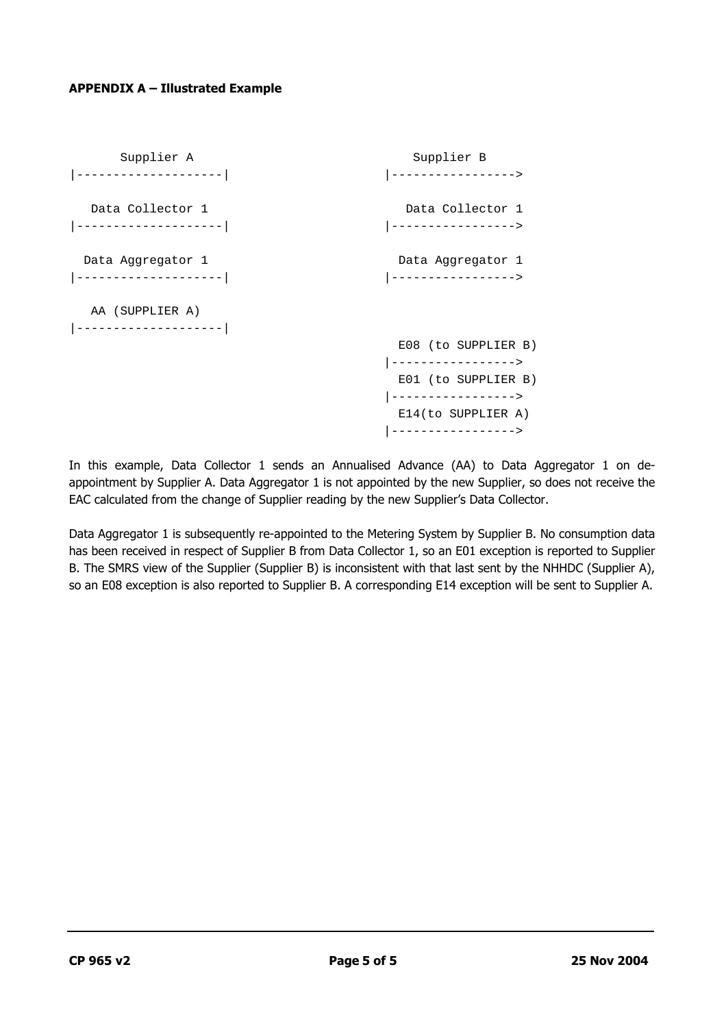**APPENDIX A – Illustrated Example**

```
      Supplier A                                  Supplier B
|-------------------|                      |---------------->

   Data Collector 1                           Data Collector 1
|-------------------|                      |---------------->

  Data Aggregator 1                          Data Aggregator 1
|-------------------|                      |---------------->

   AA (SUPPLIER A)
|-------------------|
                                             E08 (to SUPPLIER B)
                                           |---------------->
                                             E01 (to SUPPLIER B)
                                           |---------------->
                                             E14(to SUPPLIER A)
                                           |---------------->
```

In this example, Data Collector 1 sends an Annualised Advance (AA) to Data Aggregator 1 on de-appointment by Supplier A. Data Aggregator 1 is not appointed by the new Supplier, so does not receive the EAC calculated from the change of Supplier reading by the new Supplier's Data Collector.

Data Aggregator 1 is subsequently re-appointed to the Metering System by Supplier B. No consumption data has been received in respect of Supplier B from Data Collector 1, so an E01 exception is reported to Supplier B. The SMRS view of the Supplier (Supplier B) is inconsistent with that last sent by the NHHDC (Supplier A), so an E08 exception is also reported to Supplier B. A corresponding E14 exception will be sent to Supplier A.